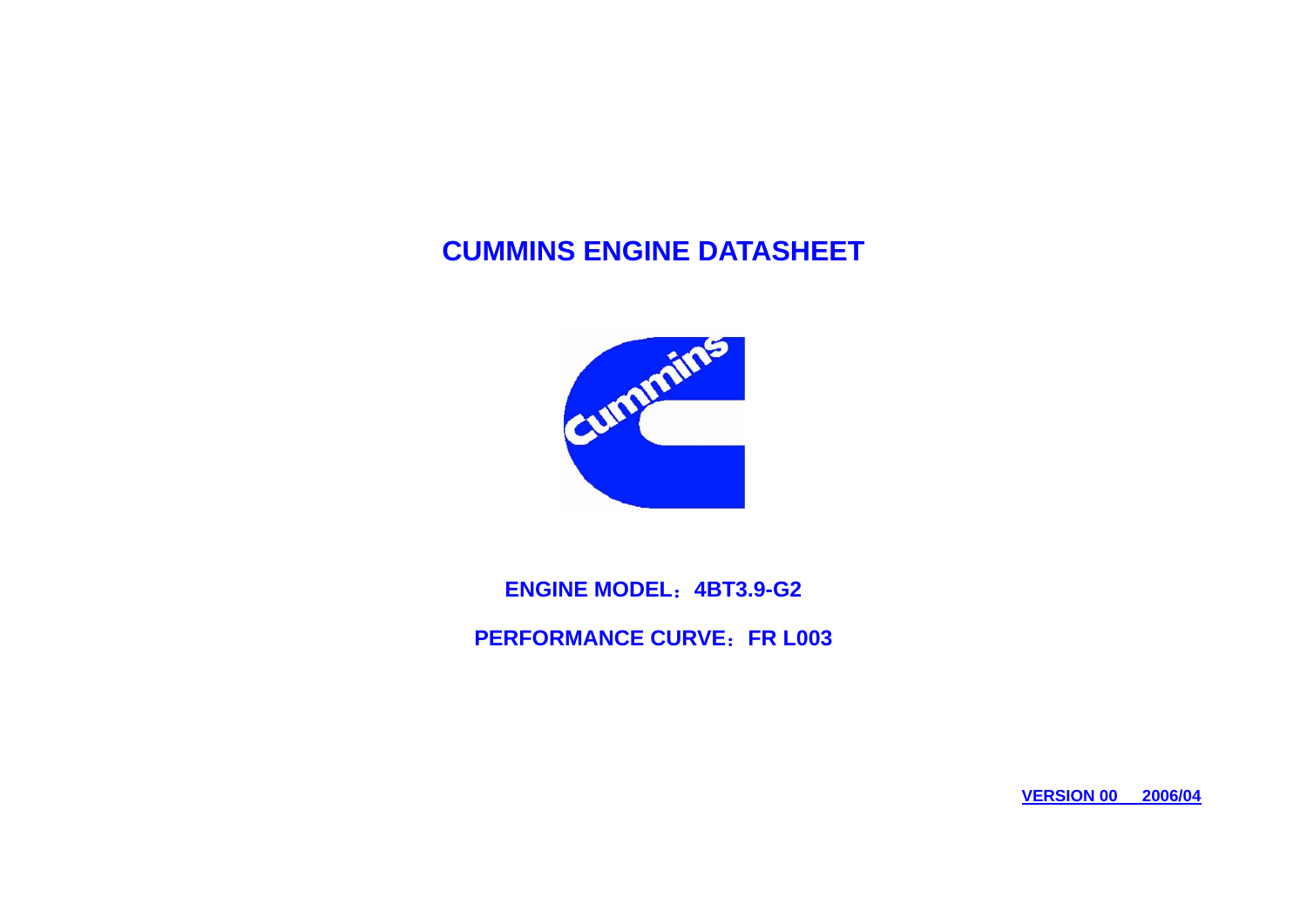# CUMMINS ENGINE DATASHEET

**ENGINE MODEL：4BT3.9-G2**

**PERFORMANCE CURVE：FR L003**

**VERSION 00　2006/04**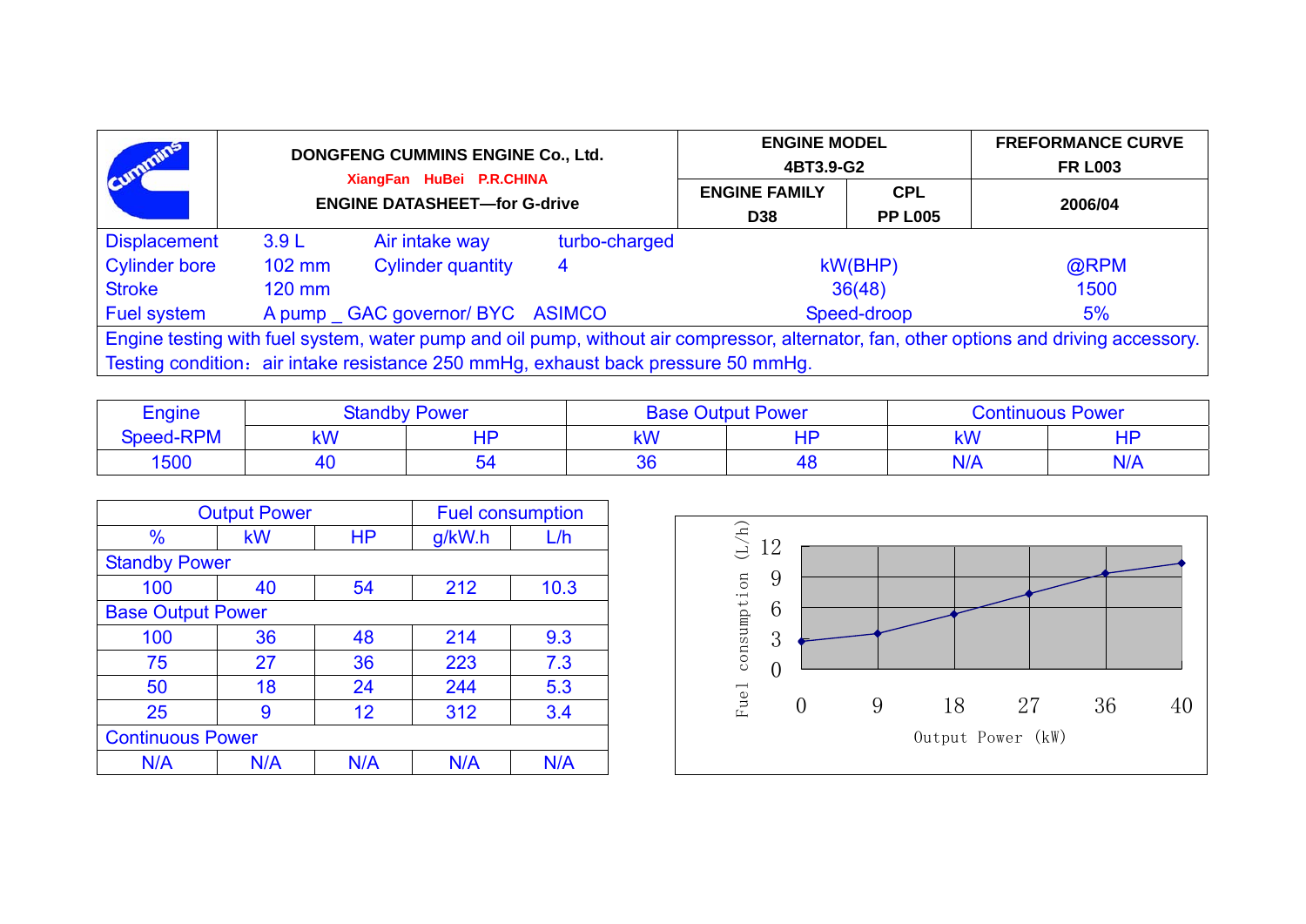| | DONGFENG CUMMINS ENGINE Co., Ltd.<br>XiangFan HuBei P.R.CHINA<br>ENGINE DATASHEET—for G-drive | ENGINE MODEL<br>4BT3.9-G2 | | FREFORMANCE CURVE<br>FR L003 |
|---|---|---|---|---|
| | | ENGINE FAMILY<br>D38 | CPL<br>PP L005 | 2006/04 |

| | | | | | |
|---|---|---|---|---|---|
| Displacement | 3.9 L | Air intake way | turbo-charged | | |
| Cylinder bore | 102 mm | Cylinder quantity | 4 | kW(BHP) | @RPM |
| Stroke | 120 mm | | | 36(48) | 1500 |
| Fuel system | A pump _ GAC governor/ BYC ASIMCO | | | Speed-droop | 5% |

Engine testing with fuel system, water pump and oil pump, without air compressor, alternator, fan, other options and driving accessory.
Testing condition：air intake resistance 250 mmHg, exhaust back pressure 50 mmHg.

| Engine Speed-RPM | Standby Power | | Base Output Power | | Continuous Power | |
|---|---|---|---|---|---|---|
| | kW | HP | kW | HP | kW | HP |
| 1500 | 40 | 54 | 36 | 48 | N/A | N/A |

| Output Power | | | Fuel consumption | |
|---|---|---|---|---|
| % | kW | HP | g/kW.h | L/h |
| Standby Power | | | | |
| 100 | 40 | 54 | 212 | 10.3 |
| Base Output Power | | | | |
| 100 | 36 | 48 | 214 | 9.3 |
| 75 | 27 | 36 | 223 | 7.3 |
| 50 | 18 | 24 | 244 | 5.3 |
| 25 | 9 | 12 | 312 | 3.4 |
| Continuous Power | | | | |
| N/A | N/A | N/A | N/A | N/A |

Fuel consumption (L/h) vs. Output Power (kW)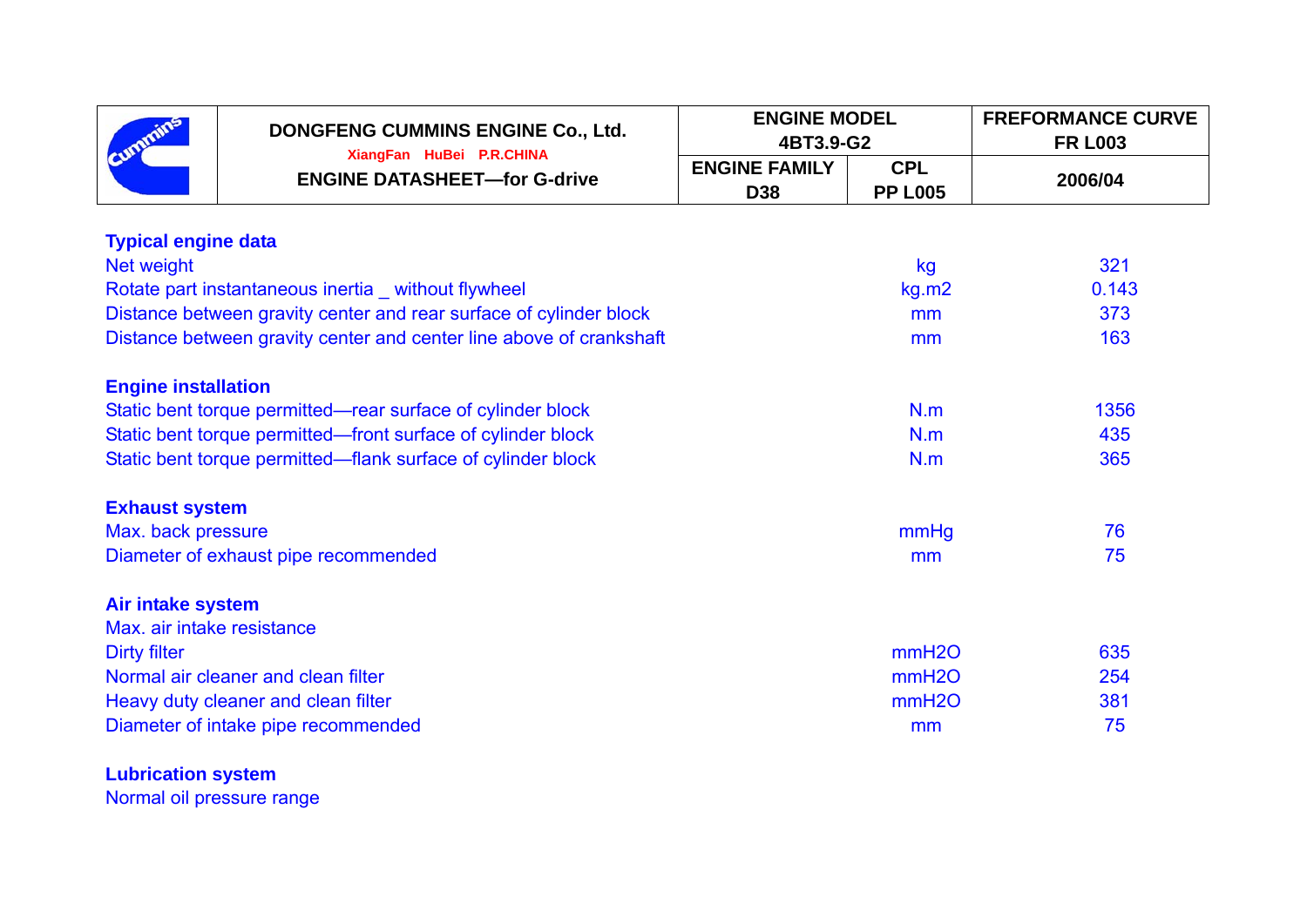| | DONGFENG CUMMINS ENGINE Co., Ltd.<br>XiangFan HuBei P.R.CHINA<br>ENGINE DATASHEET—for G-drive | ENGINE MODEL<br>4BT3.9-G2 | | FREFORMANCE CURVE<br>FR L003 |
|---|---|---|---|---|
| | | ENGINE FAMILY<br>D38 | CPL<br>PP L005 | 2006/04 |

**Typical engine data**

| | | |
|---|---|---|
| Net weight | kg | 321 |
| Rotate part instantaneous inertia _ without flywheel | kg.m2 | 0.143 |
| Distance between gravity center and rear surface of cylinder block | mm | 373 |
| Distance between gravity center and center line above of crankshaft | mm | 163 |

**Engine installation**

| | | |
|---|---|---|
| Static bent torque permitted—rear surface of cylinder block | N.m | 1356 |
| Static bent torque permitted—front surface of cylinder block | N.m | 435 |
| Static bent torque permitted—flank surface of cylinder block | N.m | 365 |

**Exhaust system**

| | | |
|---|---|---|
| Max. back pressure | mmHg | 76 |
| Diameter of exhaust pipe recommended | mm | 75 |

**Air intake system**

| | | |
|---|---|---|
| Max. air intake resistance | | |
| Dirty filter | mmH2O | 635 |
| Normal air cleaner and clean filter | mmH2O | 254 |
| Heavy duty cleaner and clean filter | mmH2O | 381 |
| Diameter of intake pipe recommended | mm | 75 |

**Lubrication system**

Normal oil pressure range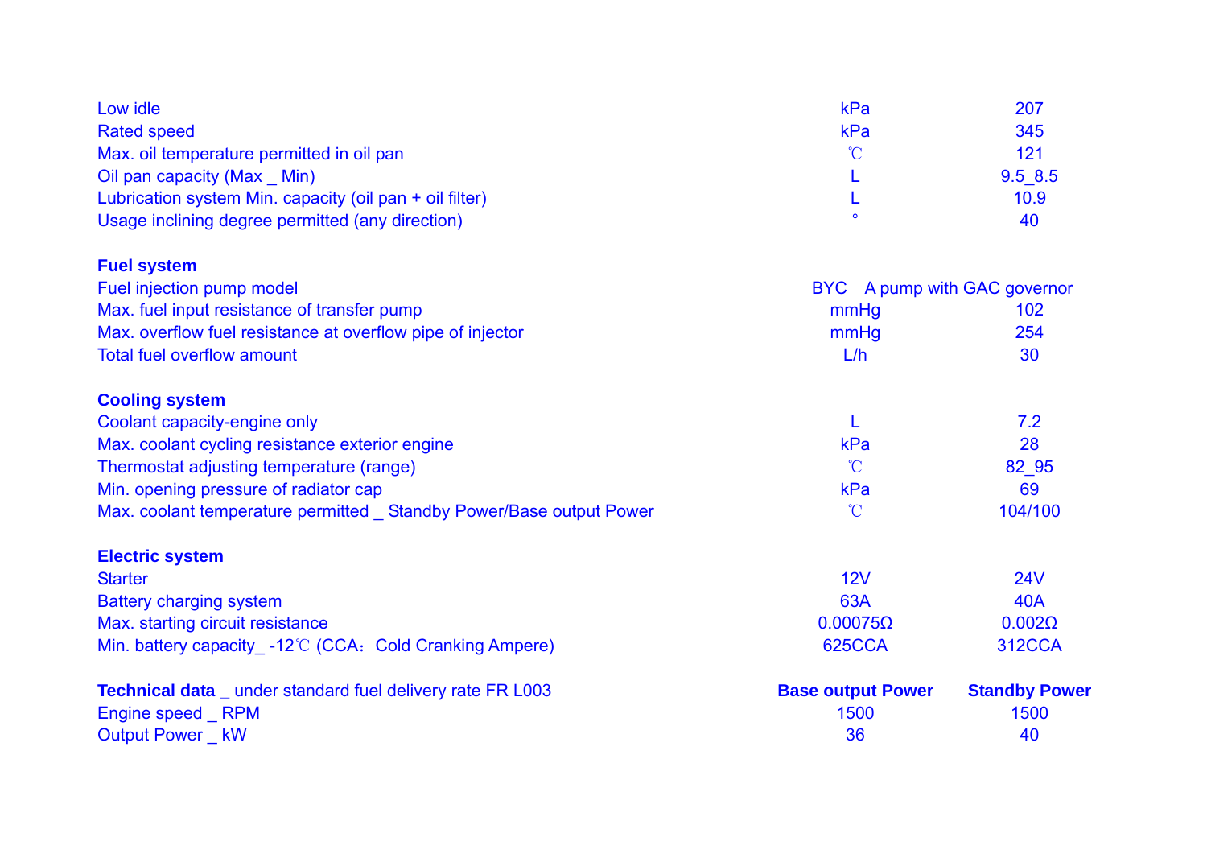| | | |
|---|---|---|
| Low idle | kPa | 207 |
| Rated speed | kPa | 345 |
| Max. oil temperature permitted in oil pan | ℃ | 121 |
| Oil pan capacity (Max _ Min) | L | 9.5_8.5 |
| Lubrication system Min. capacity (oil pan + oil filter) | L | 10.9 |
| Usage inclining degree permitted (any direction) | ° | 40 |

**Fuel system**

| | | |
|---|---|---|
| Fuel injection pump model | BYC　A pump with GAC governor | |
| Max. fuel input resistance of transfer pump | mmHg | 102 |
| Max. overflow fuel resistance at overflow pipe of injector | mmHg | 254 |
| Total fuel overflow amount | L/h | 30 |

**Cooling system**

| | | |
|---|---|---|
| Coolant capacity-engine only | L | 7.2 |
| Max. coolant cycling resistance exterior engine | kPa | 28 |
| Thermostat adjusting temperature (range) | ℃ | 82_95 |
| Min. opening pressure of radiator cap | kPa | 69 |
| Max. coolant temperature permitted _ Standby Power/Base output Power | ℃ | 104/100 |

**Electric system**

| | | |
|---|---|---|
| Starter | 12V | 24V |
| Battery charging system | 63A | 40A |
| Max. starting circuit resistance | 0.00075Ω | 0.002Ω |
| Min. battery capacity_ -12℃ (CCA：Cold Cranking Ampere) | 625CCA | 312CCA |

| **Technical data** _ under standard fuel delivery rate FR L003 | **Base output Power** | **Standby Power** |
|---|---|---|
| Engine speed _ RPM | 1500 | 1500 |
| Output Power _ kW | 36 | 40 |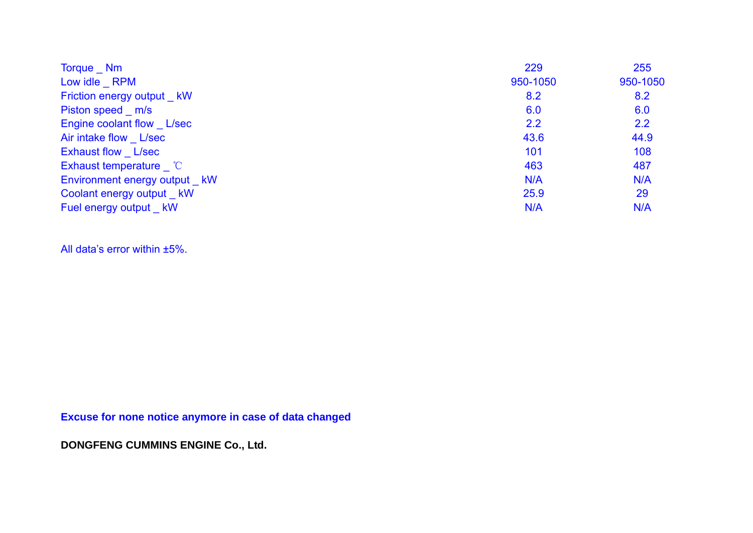| | | |
|---|---|---|
| Torque _ Nm | 229 | 255 |
| Low idle _ RPM | 950-1050 | 950-1050 |
| Friction energy output _ kW | 8.2 | 8.2 |
| Piston speed _ m/s | 6.0 | 6.0 |
| Engine coolant flow _ L/sec | 2.2 | 2.2 |
| Air intake flow _ L/sec | 43.6 | 44.9 |
| Exhaust flow _ L/sec | 101 | 108 |
| Exhaust temperature _ ℃ | 463 | 487 |
| Environment energy output _ kW | N/A | N/A |
| Coolant energy output _ kW | 25.9 | 29 |
| Fuel energy output _ kW | N/A | N/A |

All data's error within ±5%.

**Excuse for none notice anymore in case of data changed**

**DONGFENG CUMMINS ENGINE Co., Ltd.**